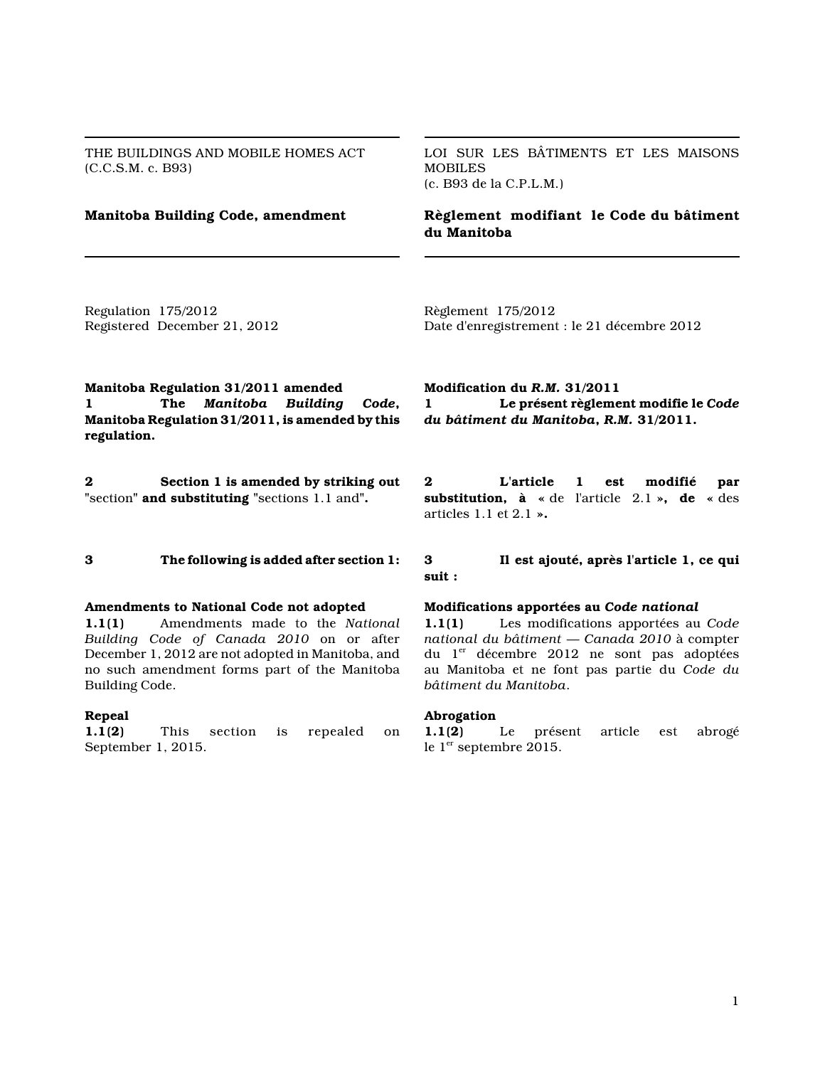THE BUILDINGS AND MOBILE HOMES ACT
(C.C.S.M. c. B93)

## Manitoba Building Code, amendment

Regulation 175/2012
Registered December 21, 2012

**Manitoba Regulation 31/2011 amended**
**1 The *Manitoba Building Code*, Manitoba Regulation 31/2011, is amended by this regulation.**

**2 Section 1 is amended by striking out** "section" **and substituting** "sections 1.1 and"**.**

**3 The following is added after section 1:**

**Amendments to National Code not adopted**
**1.1(1)** Amendments made to the *National Building Code of Canada 2010* on or after December 1, 2012 are not adopted in Manitoba, and no such amendment forms part of the Manitoba Building Code.

**Repeal**
**1.1(2)** This section is repealed on September 1, 2015.

LOI SUR LES BÂTIMENTS ET LES MAISONS MOBILES
(c. B93 de la C.P.L.M.)

## Règlement modifiant le Code du bâtiment du Manitoba

Règlement 175/2012
Date d'enregistrement : le 21 décembre 2012

**Modification du *R.M.* 31/2011**
**1 Le présent règlement modifie le *Code du bâtiment du Manitoba*, *R.M.* 31/2011.**

**2 L'article 1 est modifié par substitution, à** « de l'article 2.1 »**, de** « des articles 1.1 et 2.1 »**.**

**3 Il est ajouté, après l'article 1, ce qui suit :**

**Modifications apportées au *Code national***
**1.1(1)** Les modifications apportées au *Code national du bâtiment — Canada 2010* à compter du 1er décembre 2012 ne sont pas adoptées au Manitoba et ne font pas partie du *Code du bâtiment du Manitoba*.

**Abrogation**
**1.1(2)** Le présent article est abrogé le 1er septembre 2015.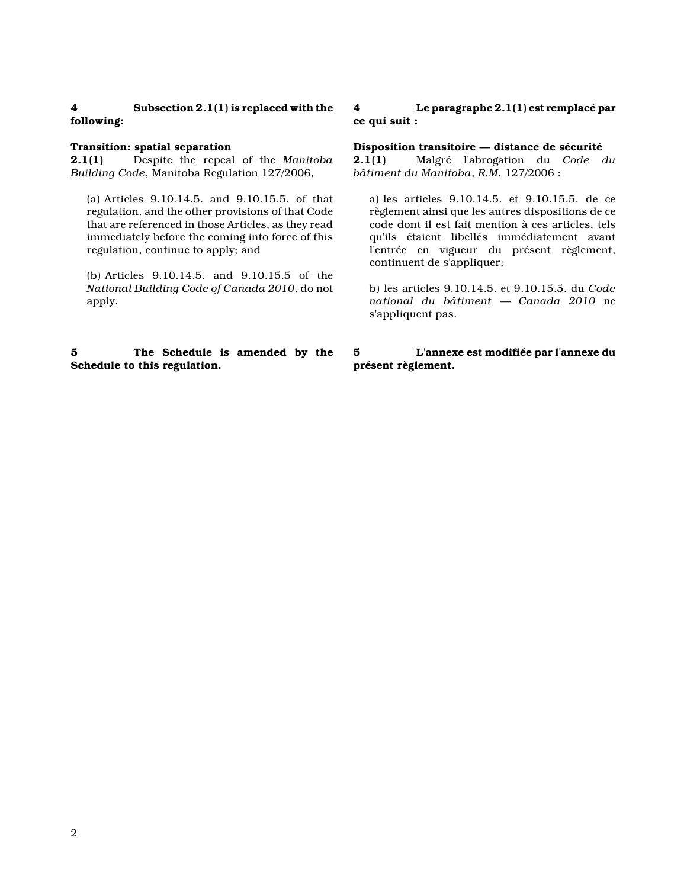**4 Subsection 2.1(1) is replaced with the following:**

**Transition: spatial separation**

**2.1(1)** Despite the repeal of the *Manitoba Building Code*, Manitoba Regulation 127/2006,

(a) Articles 9.10.14.5. and 9.10.15.5. of that regulation, and the other provisions of that Code that are referenced in those Articles, as they read immediately before the coming into force of this regulation, continue to apply; and

(b) Articles 9.10.14.5. and 9.10.15.5 of the *National Building Code of Canada 2010*, do not apply.

**5 The Schedule is amended by the Schedule to this regulation.**

**4 Le paragraphe 2.1(1) est remplacé par ce qui suit :**

**Disposition transitoire — distance de sécurité**

**2.1(1)** Malgré l'abrogation du *Code du bâtiment du Manitoba*, *R.M.* 127/2006 :

a) les articles 9.10.14.5. et 9.10.15.5. de ce règlement ainsi que les autres dispositions de ce code dont il est fait mention à ces articles, tels qu'ils étaient libellés immédiatement avant l'entrée en vigueur du présent règlement, continuent de s'appliquer;

b) les articles 9.10.14.5. et 9.10.15.5. du *Code national du bâtiment — Canada 2010* ne s'appliquent pas.

**5 L'annexe est modifiée par l'annexe du présent règlement.**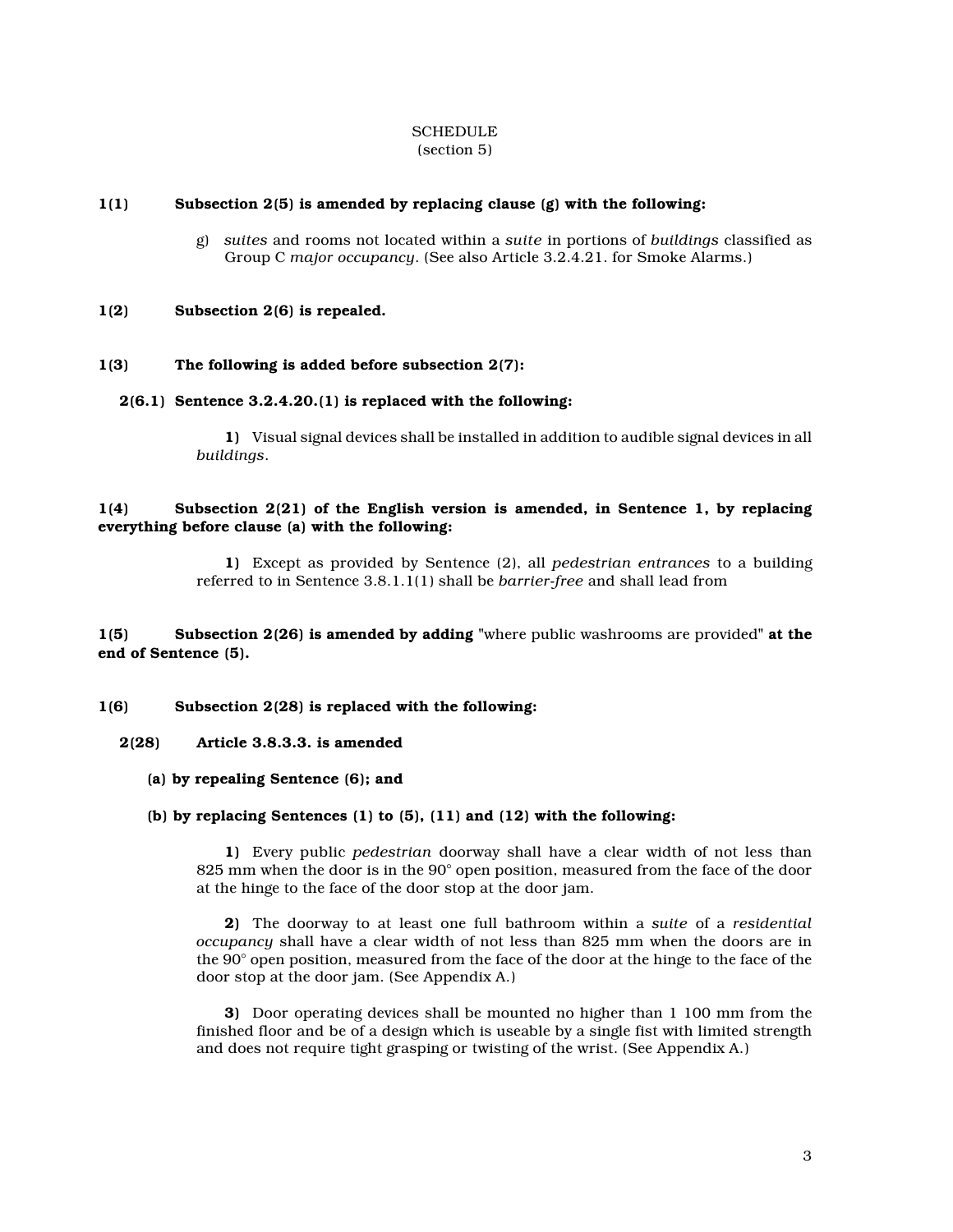SCHEDULE
(section 5)

**1(1) Subsection 2(5) is amended by replacing clause (g) with the following:**

> g) *suites* and rooms not located within a *suite* in portions of *buildings* classified as Group C *major occupancy*. (See also Article 3.2.4.21. for Smoke Alarms.)

**1(2) Subsection 2(6) is repealed.**

**1(3) The following is added before subsection 2(7):**

**2(6.1) Sentence 3.2.4.20.(1) is replaced with the following:**

> **1)** Visual signal devices shall be installed in addition to audible signal devices in all *buildings*.

**1(4) Subsection 2(21) of the English version is amended, in Sentence 1, by replacing everything before clause (a) with the following:**

> **1)** Except as provided by Sentence (2), all *pedestrian entrances* to a building referred to in Sentence 3.8.1.1(1) shall be *barrier-free* and shall lead from

**1(5) Subsection 2(26) is amended by adding** "where public washrooms are provided" **at the end of Sentence (5).**

**1(6) Subsection 2(28) is replaced with the following:**

**2(28) Article 3.8.3.3. is amended**

**(a) by repealing Sentence (6); and**

**(b) by replacing Sentences (1) to (5), (11) and (12) with the following:**

> **1)** Every public *pedestrian* doorway shall have a clear width of not less than 825 mm when the door is in the 90° open position, measured from the face of the door at the hinge to the face of the door stop at the door jam.
>
> **2)** The doorway to at least one full bathroom within a *suite* of a *residential occupancy* shall have a clear width of not less than 825 mm when the doors are in the 90° open position, measured from the face of the door at the hinge to the face of the door stop at the door jam. (See Appendix A.)
>
> **3)** Door operating devices shall be mounted no higher than 1 100 mm from the finished floor and be of a design which is useable by a single fist with limited strength and does not require tight grasping or twisting of the wrist. (See Appendix A.)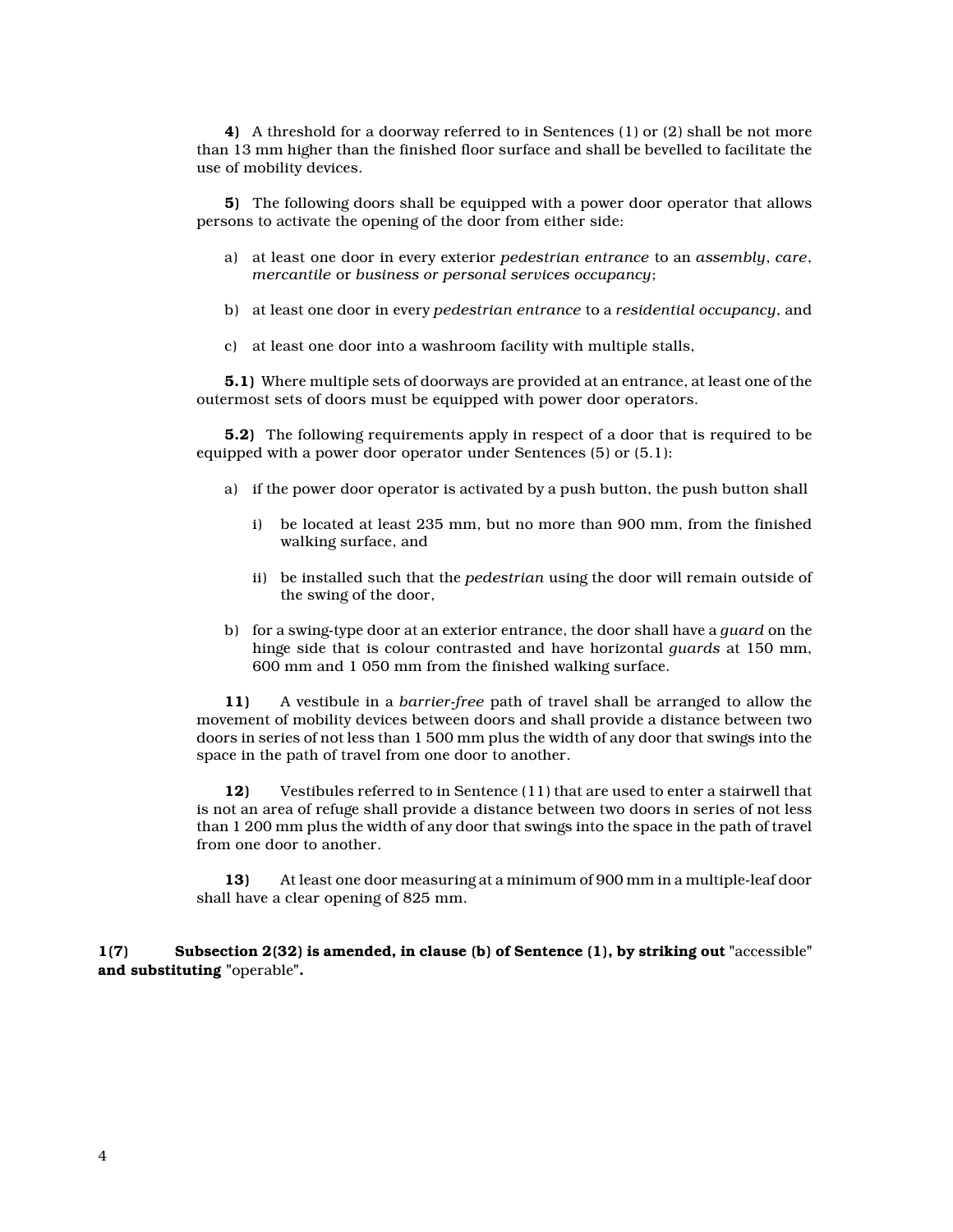**4)** A threshold for a doorway referred to in Sentences (1) or (2) shall be not more than 13 mm higher than the finished floor surface and shall be bevelled to facilitate the use of mobility devices.

**5)** The following doors shall be equipped with a power door operator that allows persons to activate the opening of the door from either side:

a) at least one door in every exterior *pedestrian entrance* to an *assembly*, *care*, *mercantile* or *business or personal services occupancy*;

b) at least one door in every *pedestrian entrance* to a *residential occupancy*, and

c) at least one door into a washroom facility with multiple stalls,

**5.1)** Where multiple sets of doorways are provided at an entrance, at least one of the outermost sets of doors must be equipped with power door operators.

**5.2)** The following requirements apply in respect of a door that is required to be equipped with a power door operator under Sentences (5) or (5.1):

a) if the power door operator is activated by a push button, the push button shall

i) be located at least 235 mm, but no more than 900 mm, from the finished walking surface, and

ii) be installed such that the *pedestrian* using the door will remain outside of the swing of the door,

b) for a swing-type door at an exterior entrance, the door shall have a *guard* on the hinge side that is colour contrasted and have horizontal *guards* at 150 mm, 600 mm and 1 050 mm from the finished walking surface.

**11)** A vestibule in a *barrier-free* path of travel shall be arranged to allow the movement of mobility devices between doors and shall provide a distance between two doors in series of not less than 1 500 mm plus the width of any door that swings into the space in the path of travel from one door to another.

**12)** Vestibules referred to in Sentence (11) that are used to enter a stairwell that is not an area of refuge shall provide a distance between two doors in series of not less than 1 200 mm plus the width of any door that swings into the space in the path of travel from one door to another.

**13)** At least one door measuring at a minimum of 900 mm in a multiple-leaf door shall have a clear opening of 825 mm.

**1(7) Subsection 2(32) is amended, in clause (b) of Sentence (1), by striking out** "accessible" **and substituting** "operable"**.**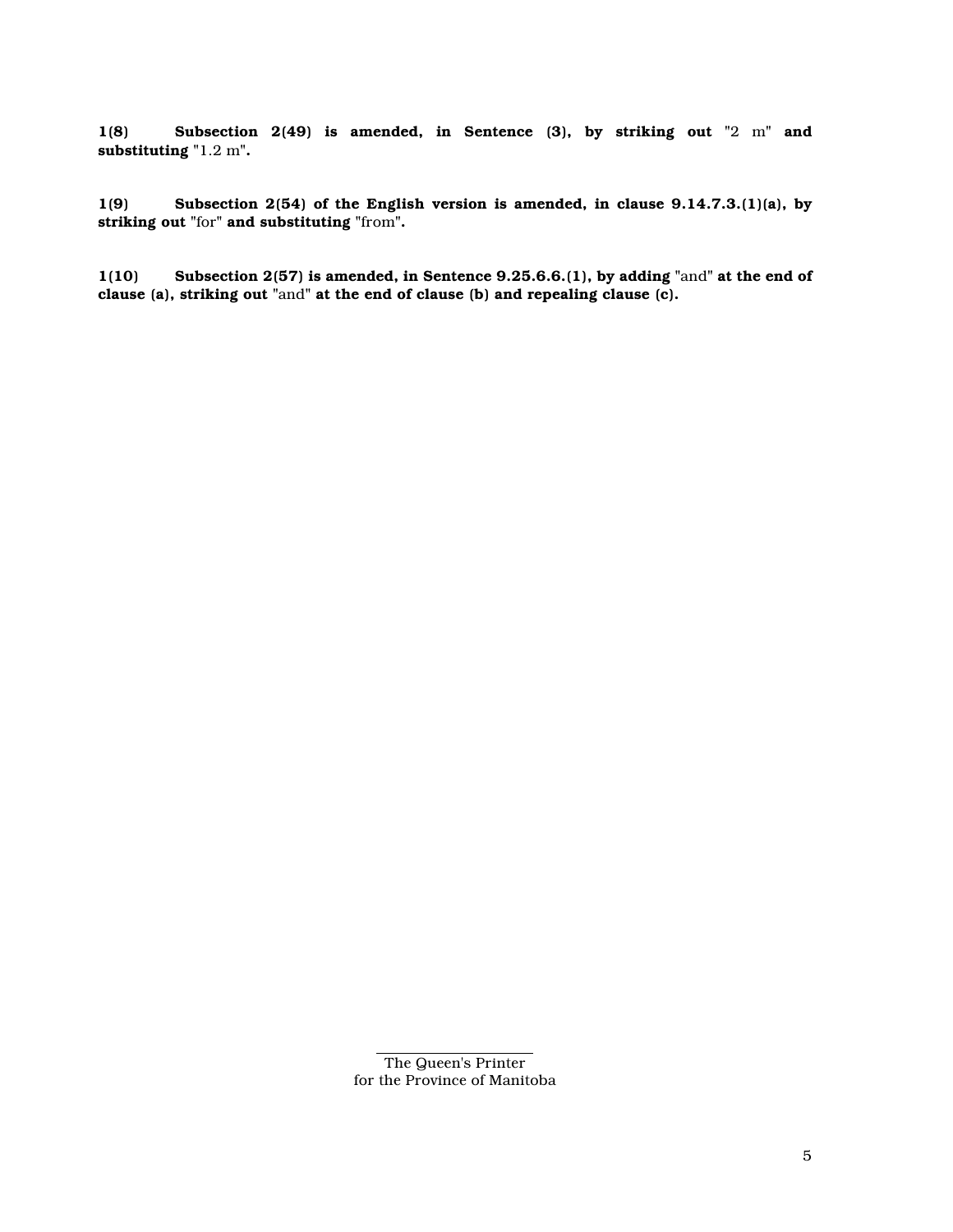**1(8) Subsection 2(49) is amended, in Sentence (3), by striking out** "2 m" **and substituting** "1.2 m"**.**

**1(9) Subsection 2(54) of the English version is amended, in clause 9.14.7.3.(1)(a), by striking out** "for" **and substituting** "from"**.**

**1(10) Subsection 2(57) is amended, in Sentence 9.25.6.6.(1), by adding** "and" **at the end of clause (a), striking out** "and" **at the end of clause (b) and repealing clause (c).**

The Queen's Printer
for the Province of Manitoba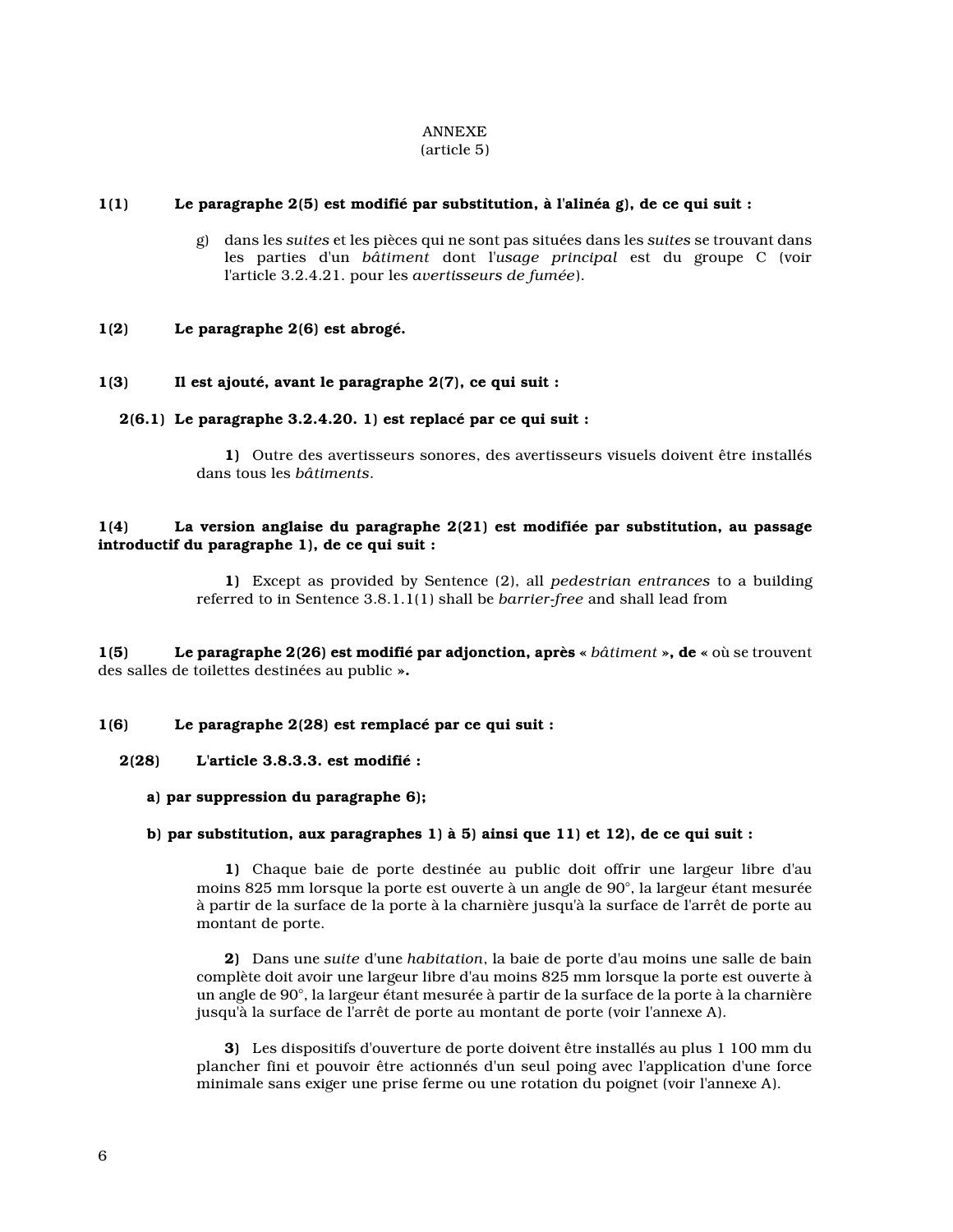ANNEXE
(article 5)

**1(1) Le paragraphe 2(5) est modifié par substitution, à l'alinéa g), de ce qui suit :**

g) dans les *suites* et les pièces qui ne sont pas situées dans les *suites* se trouvant dans les parties d'un *bâtiment* dont l'*usage principal* est du groupe C (voir l'article 3.2.4.21. pour les *avertisseurs de fumée*).

**1(2) Le paragraphe 2(6) est abrogé.**

**1(3) Il est ajouté, avant le paragraphe 2(7), ce qui suit :**

**2(6.1) Le paragraphe 3.2.4.20. 1) est replacé par ce qui suit :**

**1)** Outre des avertisseurs sonores, des avertisseurs visuels doivent être installés dans tous les *bâtiments*.

**1(4) La version anglaise du paragraphe 2(21) est modifiée par substitution, au passage introductif du paragraphe 1), de ce qui suit :**

**1)** Except as provided by Sentence (2), all *pedestrian entrances* to a building referred to in Sentence 3.8.1.1(1) shall be *barrier-free* and shall lead from

**1(5) Le paragraphe 2(26) est modifié par adjonction, après «** *bâtiment* **», de «** où se trouvent des salles de toilettes destinées au public **».**

**1(6) Le paragraphe 2(28) est remplacé par ce qui suit :**

**2(28) L'article 3.8.3.3. est modifié :**

**a) par suppression du paragraphe 6);**

**b) par substitution, aux paragraphes 1) à 5) ainsi que 11) et 12), de ce qui suit :**

**1)** Chaque baie de porte destinée au public doit offrir une largeur libre d'au moins 825 mm lorsque la porte est ouverte à un angle de 90°, la largeur étant mesurée à partir de la surface de la porte à la charnière jusqu'à la surface de l'arrêt de porte au montant de porte.

**2)** Dans une *suite* d'une *habitation*, la baie de porte d'au moins une salle de bain complète doit avoir une largeur libre d'au moins 825 mm lorsque la porte est ouverte à un angle de 90°, la largeur étant mesurée à partir de la surface de la porte à la charnière jusqu'à la surface de l'arrêt de porte au montant de porte (voir l'annexe A).

**3)** Les dispositifs d'ouverture de porte doivent être installés au plus 1 100 mm du plancher fini et pouvoir être actionnés d'un seul poing avec l'application d'une force minimale sans exiger une prise ferme ou une rotation du poignet (voir l'annexe A).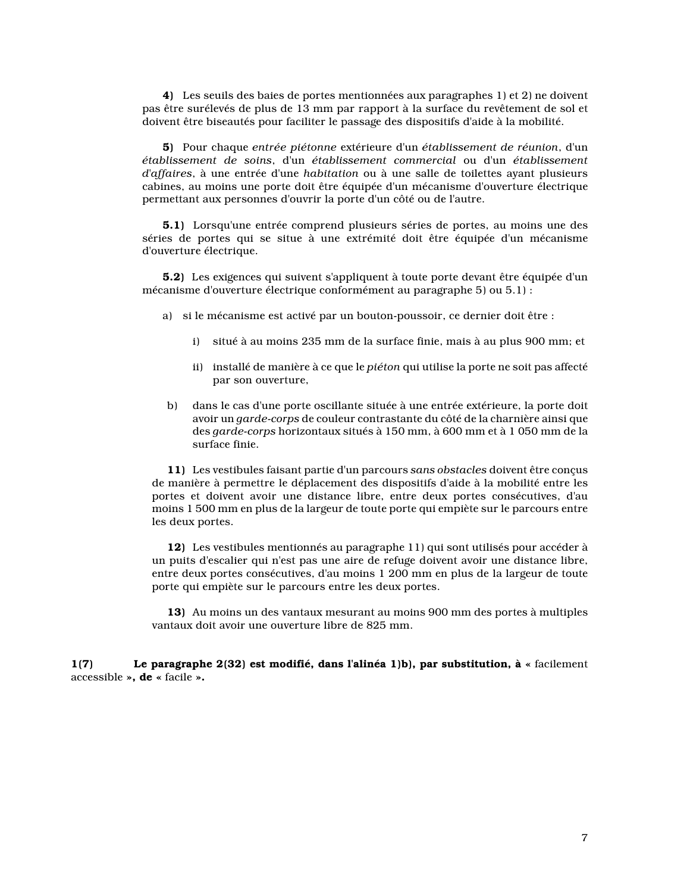**4)** Les seuils des baies de portes mentionnées aux paragraphes 1) et 2) ne doivent pas être surélevés de plus de 13 mm par rapport à la surface du revêtement de sol et doivent être biseautés pour faciliter le passage des dispositifs d'aide à la mobilité.

**5)** Pour chaque *entrée piétonne* extérieure d'un *établissement de réunion*, d'un *établissement de soins*, d'un *établissement commercial* ou d'un *établissement d'affaires*, à une entrée d'une *habitation* ou à une salle de toilettes ayant plusieurs cabines, au moins une porte doit être équipée d'un mécanisme d'ouverture électrique permettant aux personnes d'ouvrir la porte d'un côté ou de l'autre.

**5.1)** Lorsqu'une entrée comprend plusieurs séries de portes, au moins une des séries de portes qui se situe à une extrémité doit être équipée d'un mécanisme d'ouverture électrique.

**5.2)** Les exigences qui suivent s'appliquent à toute porte devant être équipée d'un mécanisme d'ouverture électrique conformément au paragraphe 5) ou 5.1) :

a) si le mécanisme est activé par un bouton-poussoir, ce dernier doit être :

  i) situé à au moins 235 mm de la surface finie, mais à au plus 900 mm; et

  ii) installé de manière à ce que le *piéton* qui utilise la porte ne soit pas affecté par son ouverture,

b) dans le cas d'une porte oscillante située à une entrée extérieure, la porte doit avoir un *garde-corps* de couleur contrastante du côté de la charnière ainsi que des *garde-corps* horizontaux situés à 150 mm, à 600 mm et à 1 050 mm de la surface finie.

**11)** Les vestibules faisant partie d'un parcours *sans obstacles* doivent être conçus de manière à permettre le déplacement des dispositifs d'aide à la mobilité entre les portes et doivent avoir une distance libre, entre deux portes consécutives, d'au moins 1 500 mm en plus de la largeur de toute porte qui empiète sur le parcours entre les deux portes.

**12)** Les vestibules mentionnés au paragraphe 11) qui sont utilisés pour accéder à un puits d'escalier qui n'est pas une aire de refuge doivent avoir une distance libre, entre deux portes consécutives, d'au moins 1 200 mm en plus de la largeur de toute porte qui empiète sur le parcours entre les deux portes.

**13)** Au moins un des vantaux mesurant au moins 900 mm des portes à multiples vantaux doit avoir une ouverture libre de 825 mm.

**1(7) Le paragraphe 2(32) est modifié, dans l'alinéa 1)b), par substitution, à** « facilement accessible »**, de** « facile »**.**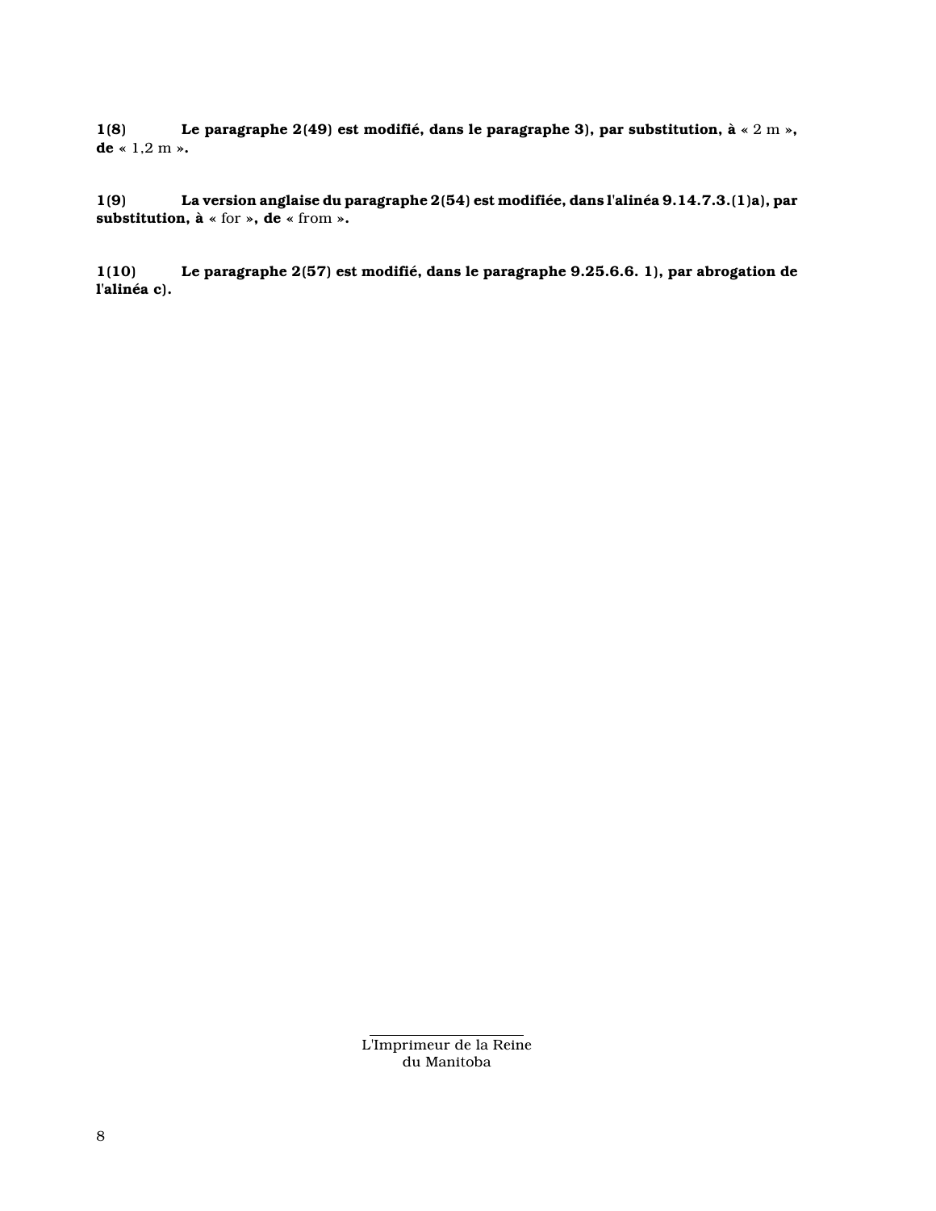**1(8)** **Le paragraphe 2(49) est modifié, dans le paragraphe 3), par substitution, à** « 2 m »**, de** « 1,2 m »**.**

**1(9)** **La version anglaise du paragraphe 2(54) est modifiée, dans l'alinéa 9.14.7.3.(1)a), par substitution, à** « for »**, de** « from »**.**

**1(10)** **Le paragraphe 2(57) est modifié, dans le paragraphe 9.25.6.6. 1), par abrogation de l'alinéa c).**

L'Imprimeur de la Reine
du Manitoba